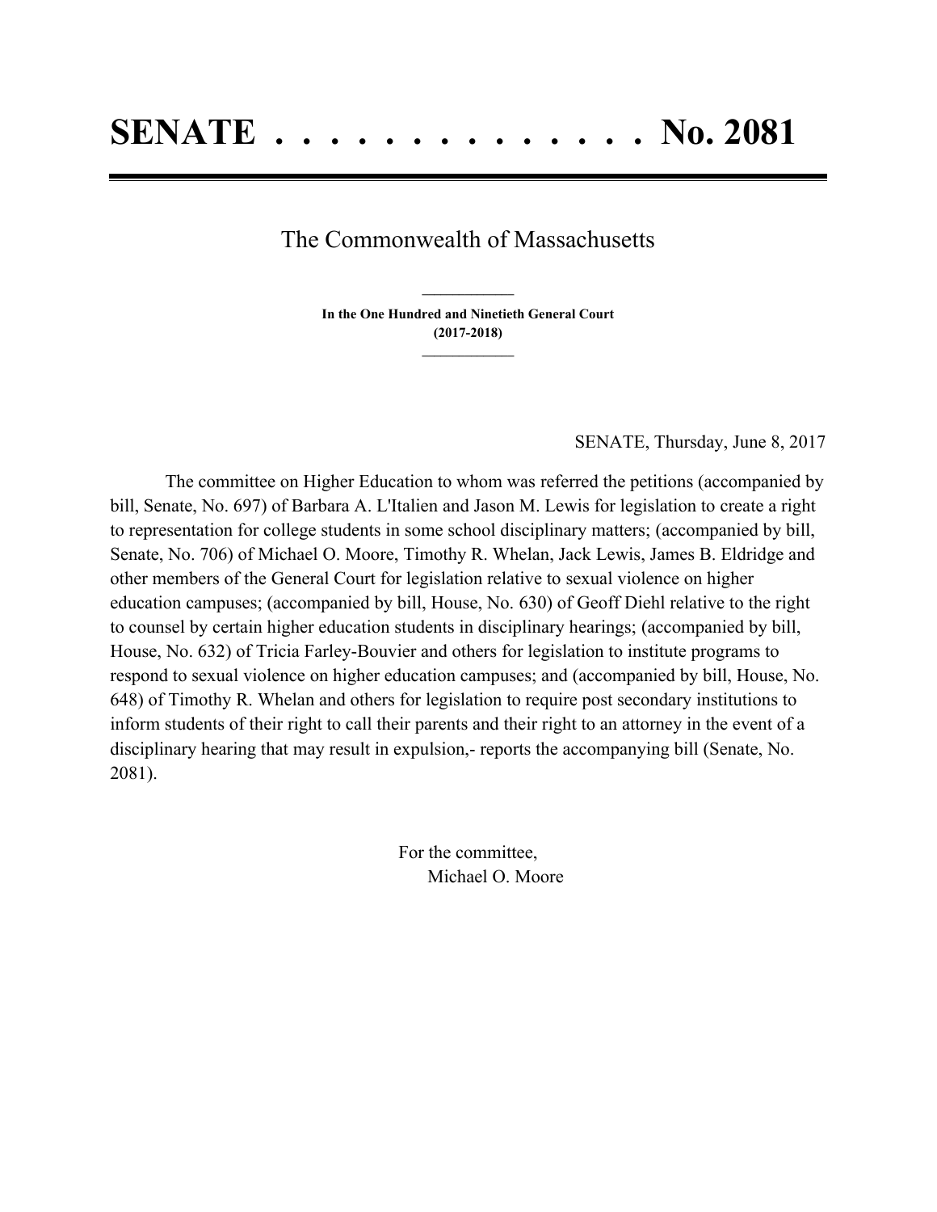# SENATE . . . . . . . . . . . . . . No. 2081

The Commonwealth of Massachusetts

________________

**In the One Hundred and Ninetieth General Court**
**(2017-2018)**

_______________

SENATE, Thursday, June 8, 2017

The committee on Higher Education to whom was referred the petitions (accompanied by bill, Senate, No. 697) of Barbara A. L'Italien and Jason M. Lewis for legislation to create a right to representation for college students in some school disciplinary matters; (accompanied by bill, Senate, No. 706) of Michael O. Moore, Timothy R. Whelan, Jack Lewis, James B. Eldridge and other members of the General Court for legislation relative to sexual violence on higher education campuses; (accompanied by bill, House, No. 630) of Geoff Diehl relative to the right to counsel by certain higher education students in disciplinary hearings; (accompanied by bill, House, No. 632) of Tricia Farley-Bouvier and others for legislation to institute programs to respond to sexual violence on higher education campuses; and (accompanied by bill, House, No. 648) of Timothy R. Whelan and others for legislation to require post secondary institutions to inform students of their right to call their parents and their right to an attorney in the event of a disciplinary hearing that may result in expulsion,- reports the accompanying bill (Senate, No. 2081).

For the committee,
Michael O. Moore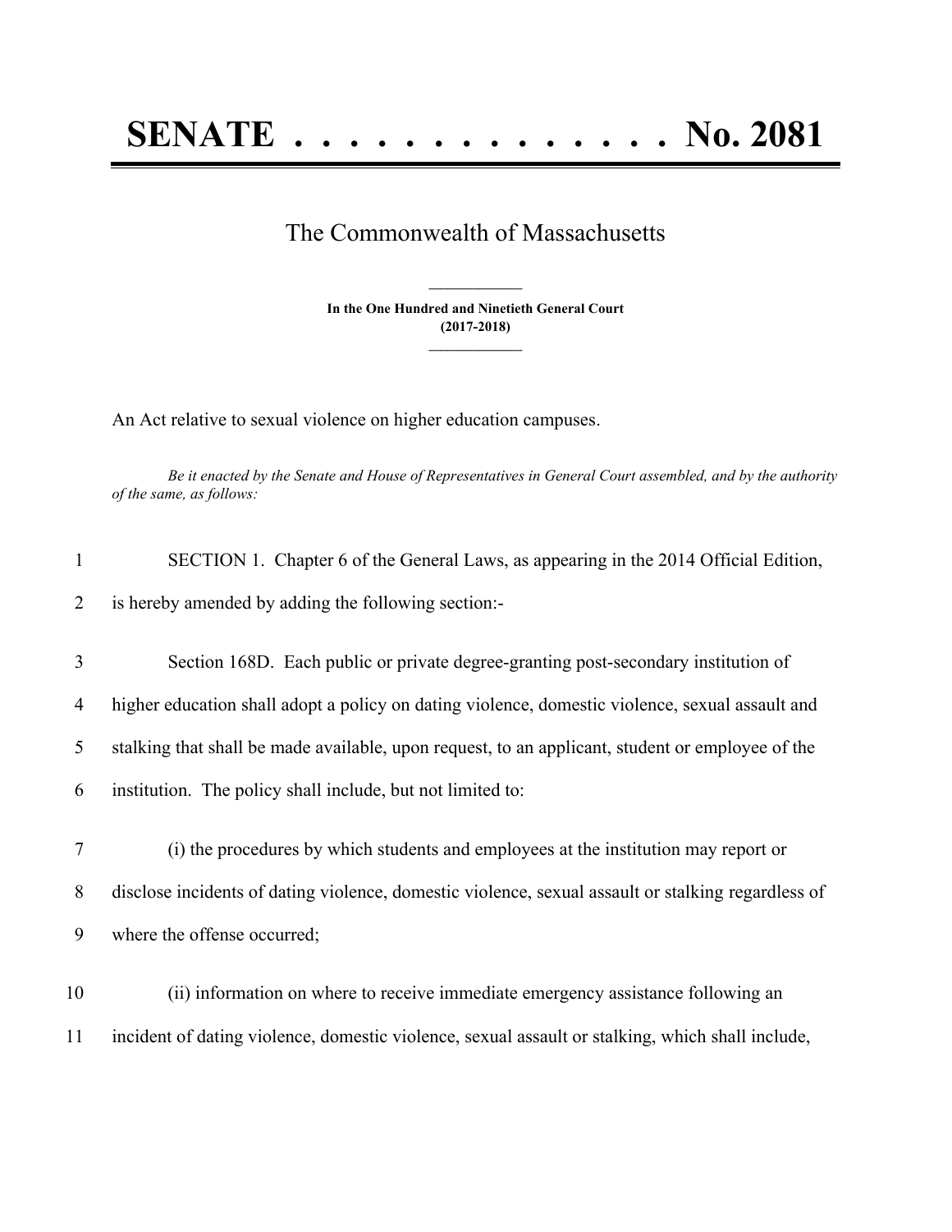# SENATE . . . . . . . . . . . . . . No. 2081

The Commonwealth of Massachusetts

**In the One Hundred and Ninetieth General Court**
**(2017-2018)**

An Act relative to sexual violence on higher education campuses.

*Be it enacted by the Senate and House of Representatives in General Court assembled, and by the authority of the same, as follows:*

1 SECTION 1. Chapter 6 of the General Laws, as appearing in the 2014 Official Edition,
2 is hereby amended by adding the following section:-

3 Section 168D. Each public or private degree-granting post-secondary institution of
4 higher education shall adopt a policy on dating violence, domestic violence, sexual assault and
5 stalking that shall be made available, upon request, to an applicant, student or employee of the
6 institution. The policy shall include, but not limited to:

7 (i) the procedures by which students and employees at the institution may report or
8 disclose incidents of dating violence, domestic violence, sexual assault or stalking regardless of
9 where the offense occurred;

10 (ii) information on where to receive immediate emergency assistance following an
11 incident of dating violence, domestic violence, sexual assault or stalking, which shall include,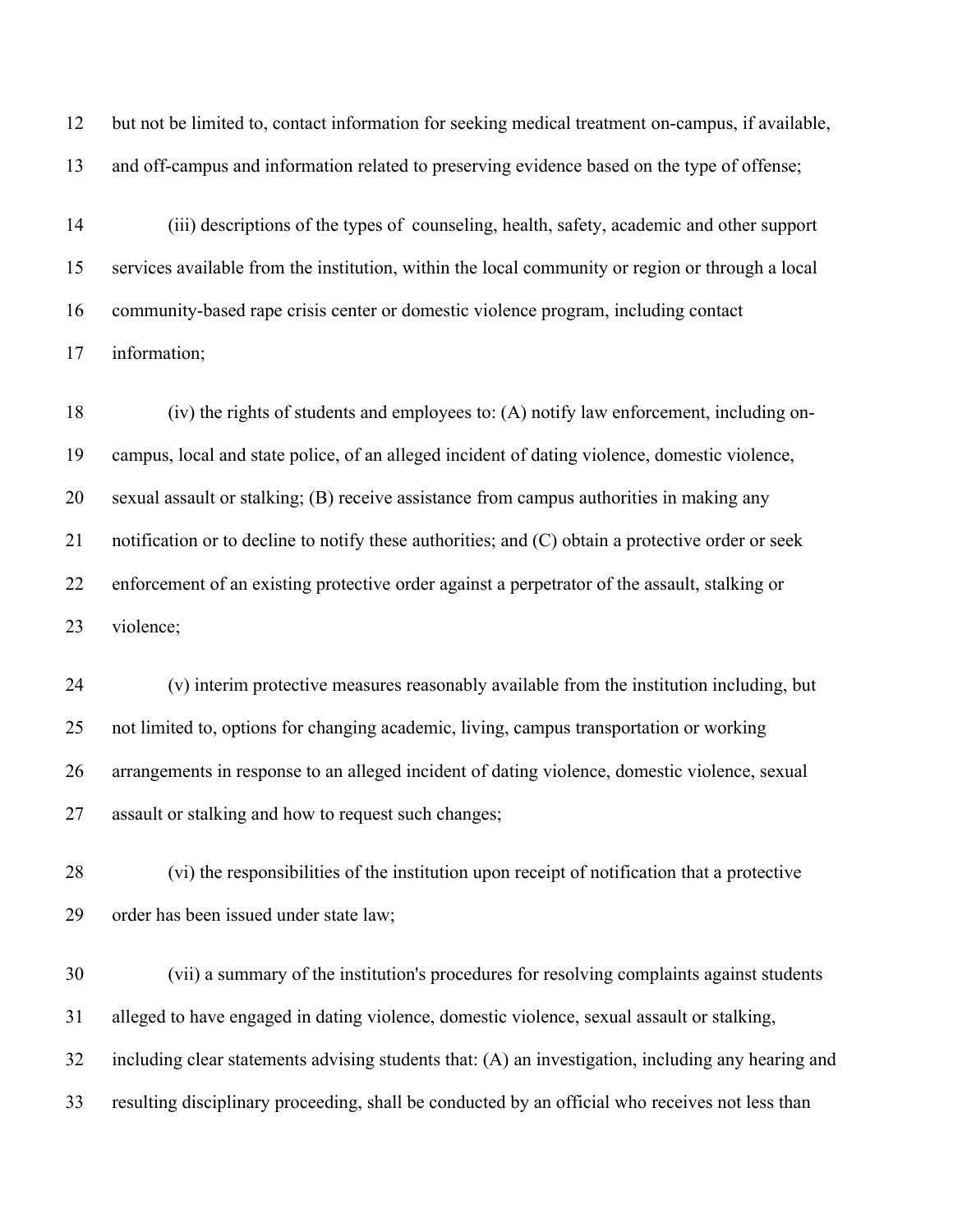but not be limited to, contact information for seeking medical treatment on-campus, if available, and off-campus and information related to preserving evidence based on the type of offense;

(iii) descriptions of the types of counseling, health, safety, academic and other support services available from the institution, within the local community or region or through a local community-based rape crisis center or domestic violence program, including contact information;

(iv) the rights of students and employees to: (A) notify law enforcement, including on-campus, local and state police, of an alleged incident of dating violence, domestic violence, sexual assault or stalking; (B) receive assistance from campus authorities in making any notification or to decline to notify these authorities; and (C) obtain a protective order or seek enforcement of an existing protective order against a perpetrator of the assault, stalking or violence;

(v) interim protective measures reasonably available from the institution including, but not limited to, options for changing academic, living, campus transportation or working arrangements in response to an alleged incident of dating violence, domestic violence, sexual assault or stalking and how to request such changes;

(vi) the responsibilities of the institution upon receipt of notification that a protective order has been issued under state law;

(vii) a summary of the institution's procedures for resolving complaints against students alleged to have engaged in dating violence, domestic violence, sexual assault or stalking, including clear statements advising students that: (A) an investigation, including any hearing and resulting disciplinary proceeding, shall be conducted by an official who receives not less than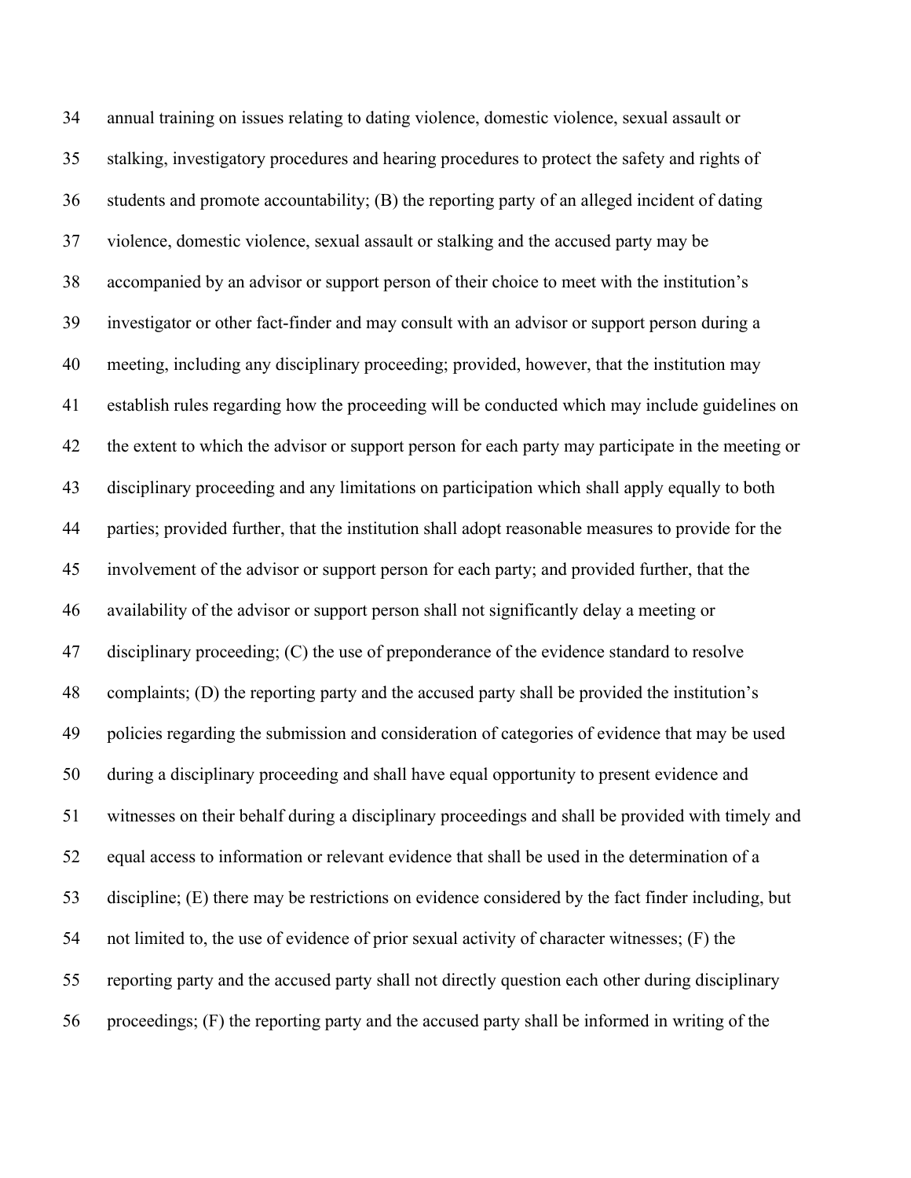34 annual training on issues relating to dating violence, domestic violence, sexual assault or
35 stalking, investigatory procedures and hearing procedures to protect the safety and rights of
36 students and promote accountability; (B) the reporting party of an alleged incident of dating
37 violence, domestic violence, sexual assault or stalking and the accused party may be
38 accompanied by an advisor or support person of their choice to meet with the institution's
39 investigator or other fact-finder and may consult with an advisor or support person during a
40 meeting, including any disciplinary proceeding; provided, however, that the institution may
41 establish rules regarding how the proceeding will be conducted which may include guidelines on
42 the extent to which the advisor or support person for each party may participate in the meeting or
43 disciplinary proceeding and any limitations on participation which shall apply equally to both
44 parties; provided further, that the institution shall adopt reasonable measures to provide for the
45 involvement of the advisor or support person for each party; and provided further, that the
46 availability of the advisor or support person shall not significantly delay a meeting or
47 disciplinary proceeding; (C) the use of preponderance of the evidence standard to resolve
48 complaints; (D) the reporting party and the accused party shall be provided the institution's
49 policies regarding the submission and consideration of categories of evidence that may be used
50 during a disciplinary proceeding and shall have equal opportunity to present evidence and
51 witnesses on their behalf during a disciplinary proceedings and shall be provided with timely and
52 equal access to information or relevant evidence that shall be used in the determination of a
53 discipline; (E) there may be restrictions on evidence considered by the fact finder including, but
54 not limited to, the use of evidence of prior sexual activity of character witnesses; (F) the
55 reporting party and the accused party shall not directly question each other during disciplinary
56 proceedings; (F) the reporting party and the accused party shall be informed in writing of the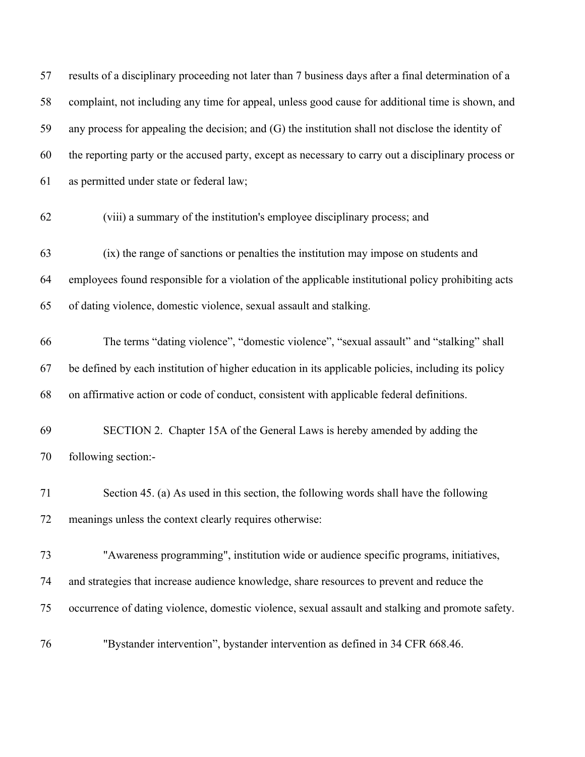results of a disciplinary proceeding not later than 7 business days after a final determination of a complaint, not including any time for appeal, unless good cause for additional time is shown, and any process for appealing the decision; and (G) the institution shall not disclose the identity of the reporting party or the accused party, except as necessary to carry out a disciplinary process or as permitted under state or federal law;

(viii) a summary of the institution's employee disciplinary process; and

(ix) the range of sanctions or penalties the institution may impose on students and employees found responsible for a violation of the applicable institutional policy prohibiting acts of dating violence, domestic violence, sexual assault and stalking.

The terms "dating violence", "domestic violence", "sexual assault" and "stalking" shall be defined by each institution of higher education in its applicable policies, including its policy on affirmative action or code of conduct, consistent with applicable federal definitions.

SECTION 2. Chapter 15A of the General Laws is hereby amended by adding the following section:-

Section 45. (a) As used in this section, the following words shall have the following meanings unless the context clearly requires otherwise:

"Awareness programming", institution wide or audience specific programs, initiatives, and strategies that increase audience knowledge, share resources to prevent and reduce the occurrence of dating violence, domestic violence, sexual assault and stalking and promote safety.

"Bystander intervention", bystander intervention as defined in 34 CFR 668.46.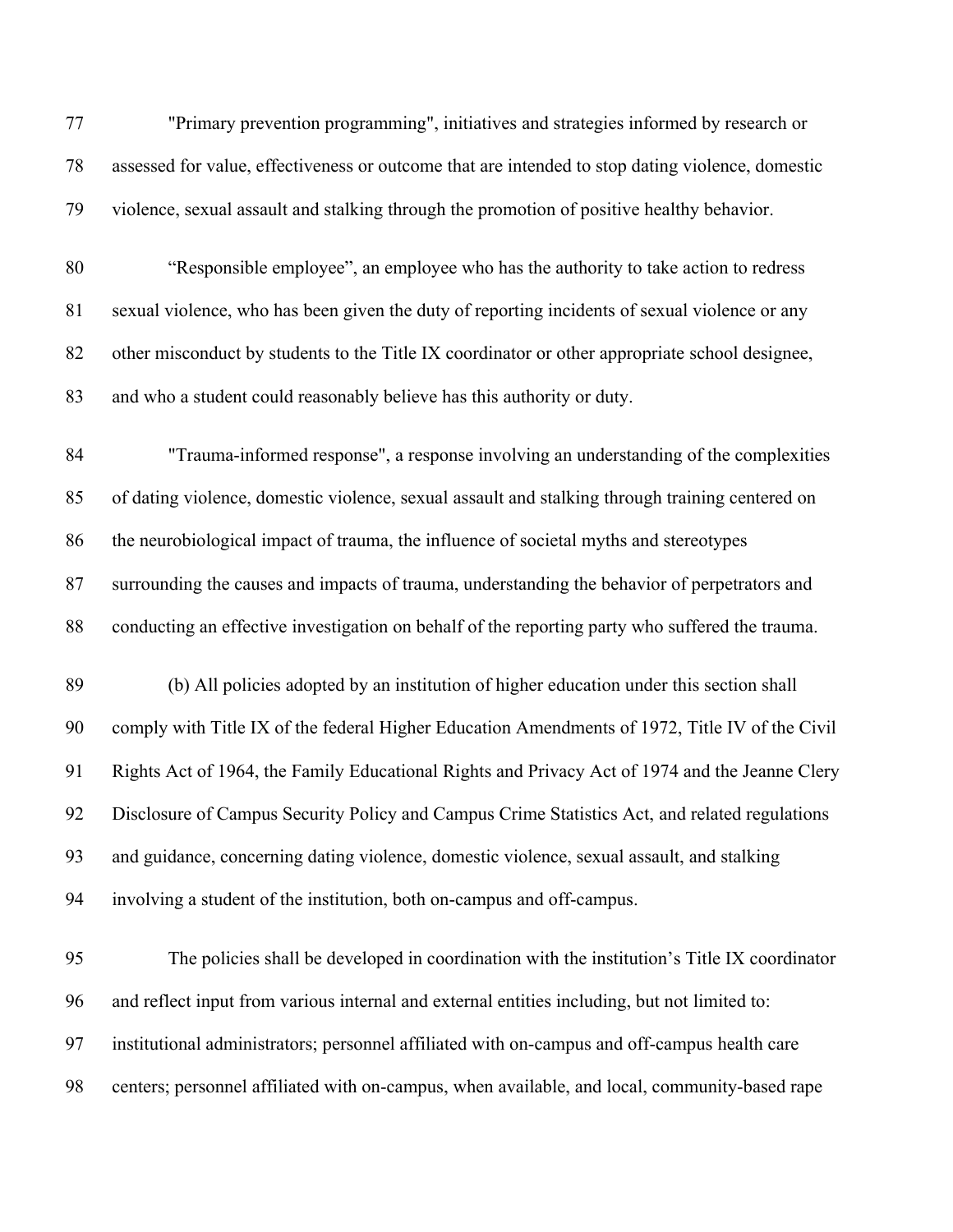"Primary prevention programming", initiatives and strategies informed by research or assessed for value, effectiveness or outcome that are intended to stop dating violence, domestic violence, sexual assault and stalking through the promotion of positive healthy behavior.

"Responsible employee", an employee who has the authority to take action to redress sexual violence, who has been given the duty of reporting incidents of sexual violence or any other misconduct by students to the Title IX coordinator or other appropriate school designee, and who a student could reasonably believe has this authority or duty.

"Trauma-informed response", a response involving an understanding of the complexities of dating violence, domestic violence, sexual assault and stalking through training centered on the neurobiological impact of trauma, the influence of societal myths and stereotypes surrounding the causes and impacts of trauma, understanding the behavior of perpetrators and conducting an effective investigation on behalf of the reporting party who suffered the trauma.

(b) All policies adopted by an institution of higher education under this section shall comply with Title IX of the federal Higher Education Amendments of 1972, Title IV of the Civil Rights Act of 1964, the Family Educational Rights and Privacy Act of 1974 and the Jeanne Clery Disclosure of Campus Security Policy and Campus Crime Statistics Act, and related regulations and guidance, concerning dating violence, domestic violence, sexual assault, and stalking involving a student of the institution, both on-campus and off-campus.

The policies shall be developed in coordination with the institution's Title IX coordinator and reflect input from various internal and external entities including, but not limited to: institutional administrators; personnel affiliated with on-campus and off-campus health care centers; personnel affiliated with on-campus, when available, and local, community-based rape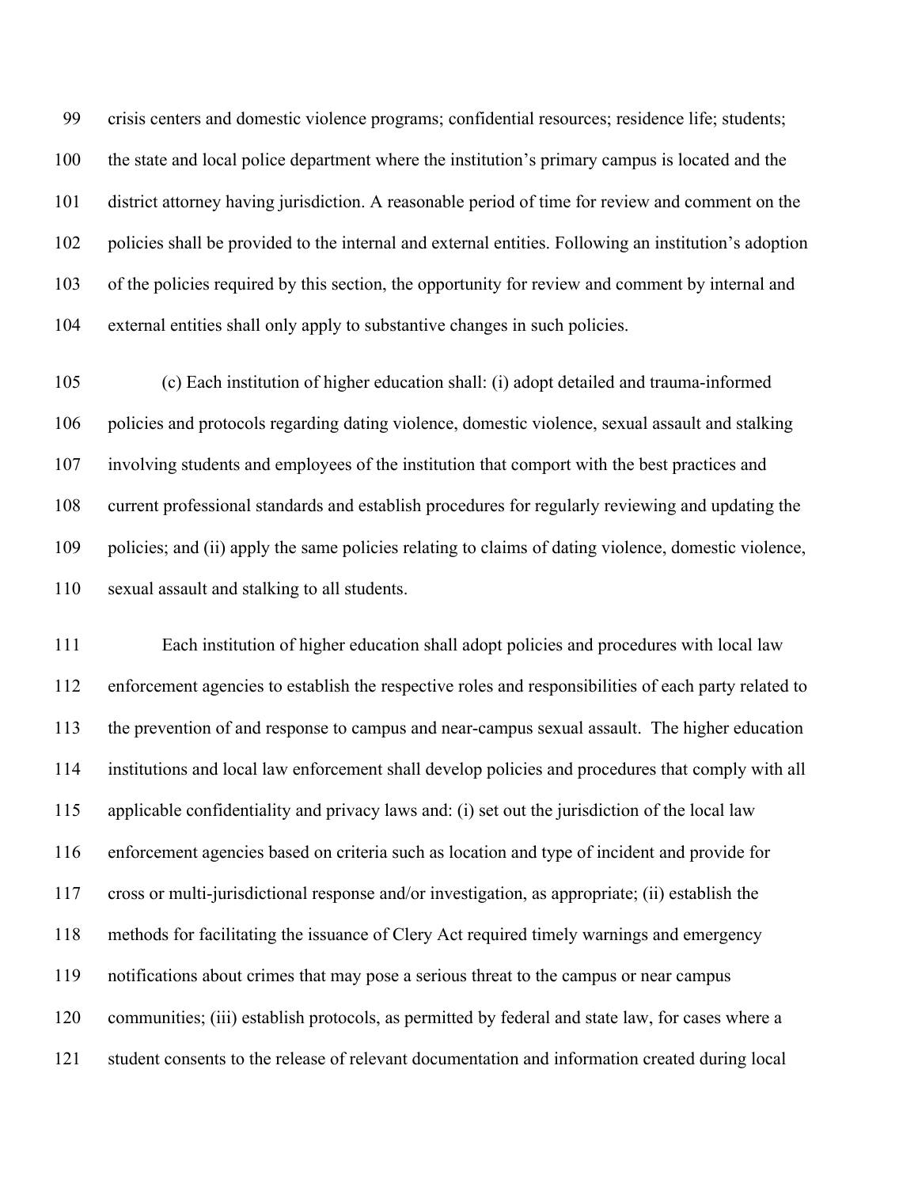crisis centers and domestic violence programs; confidential resources; residence life; students; the state and local police department where the institution's primary campus is located and the district attorney having jurisdiction. A reasonable period of time for review and comment on the policies shall be provided to the internal and external entities. Following an institution's adoption of the policies required by this section, the opportunity for review and comment by internal and external entities shall only apply to substantive changes in such policies.

(c) Each institution of higher education shall: (i) adopt detailed and trauma-informed policies and protocols regarding dating violence, domestic violence, sexual assault and stalking involving students and employees of the institution that comport with the best practices and current professional standards and establish procedures for regularly reviewing and updating the policies; and (ii) apply the same policies relating to claims of dating violence, domestic violence, sexual assault and stalking to all students.

Each institution of higher education shall adopt policies and procedures with local law enforcement agencies to establish the respective roles and responsibilities of each party related to the prevention of and response to campus and near-campus sexual assault. The higher education institutions and local law enforcement shall develop policies and procedures that comply with all applicable confidentiality and privacy laws and: (i) set out the jurisdiction of the local law enforcement agencies based on criteria such as location and type of incident and provide for cross or multi-jurisdictional response and/or investigation, as appropriate; (ii) establish the methods for facilitating the issuance of Clery Act required timely warnings and emergency notifications about crimes that may pose a serious threat to the campus or near campus communities; (iii) establish protocols, as permitted by federal and state law, for cases where a student consents to the release of relevant documentation and information created during local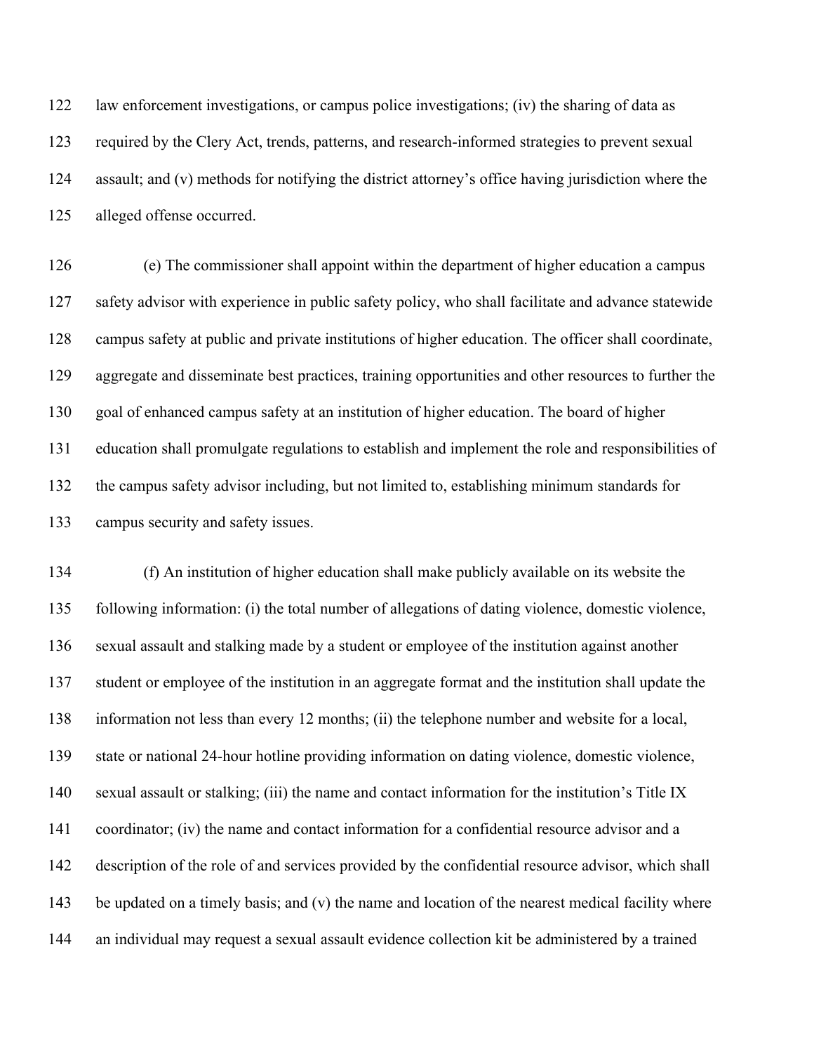law enforcement investigations, or campus police investigations; (iv) the sharing of data as required by the Clery Act, trends, patterns, and research-informed strategies to prevent sexual assault; and (v) methods for notifying the district attorney's office having jurisdiction where the alleged offense occurred.

(e) The commissioner shall appoint within the department of higher education a campus safety advisor with experience in public safety policy, who shall facilitate and advance statewide campus safety at public and private institutions of higher education. The officer shall coordinate, aggregate and disseminate best practices, training opportunities and other resources to further the goal of enhanced campus safety at an institution of higher education. The board of higher education shall promulgate regulations to establish and implement the role and responsibilities of the campus safety advisor including, but not limited to, establishing minimum standards for campus security and safety issues.

(f) An institution of higher education shall make publicly available on its website the following information: (i) the total number of allegations of dating violence, domestic violence, sexual assault and stalking made by a student or employee of the institution against another student or employee of the institution in an aggregate format and the institution shall update the information not less than every 12 months; (ii) the telephone number and website for a local, state or national 24-hour hotline providing information on dating violence, domestic violence, sexual assault or stalking; (iii) the name and contact information for the institution's Title IX coordinator; (iv) the name and contact information for a confidential resource advisor and a description of the role of and services provided by the confidential resource advisor, which shall be updated on a timely basis; and (v) the name and location of the nearest medical facility where an individual may request a sexual assault evidence collection kit be administered by a trained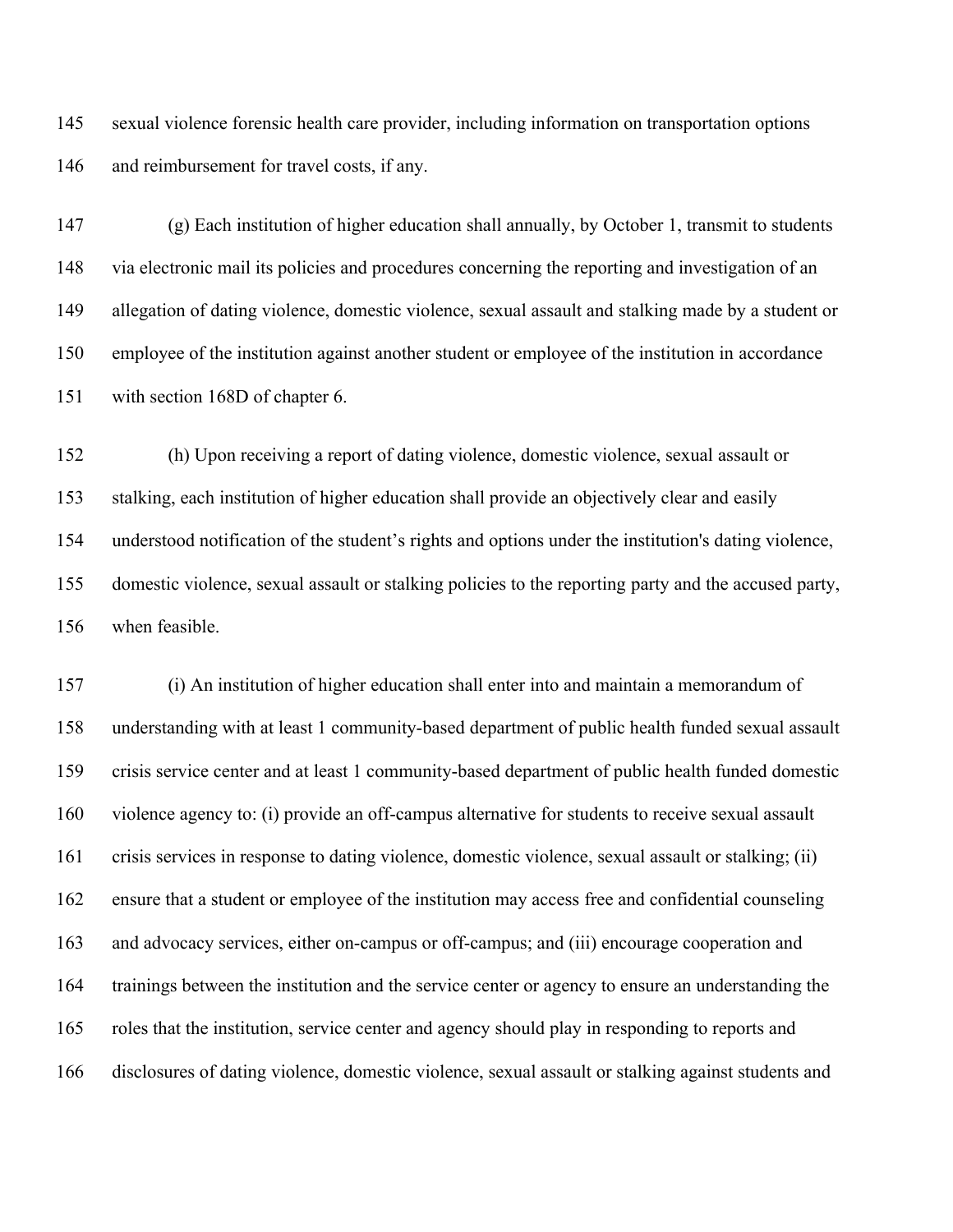sexual violence forensic health care provider, including information on transportation options and reimbursement for travel costs, if any.

(g) Each institution of higher education shall annually, by October 1, transmit to students via electronic mail its policies and procedures concerning the reporting and investigation of an allegation of dating violence, domestic violence, sexual assault and stalking made by a student or employee of the institution against another student or employee of the institution in accordance with section 168D of chapter 6.

(h) Upon receiving a report of dating violence, domestic violence, sexual assault or stalking, each institution of higher education shall provide an objectively clear and easily understood notification of the student's rights and options under the institution's dating violence, domestic violence, sexual assault or stalking policies to the reporting party and the accused party, when feasible.

(i) An institution of higher education shall enter into and maintain a memorandum of understanding with at least 1 community-based department of public health funded sexual assault crisis service center and at least 1 community-based department of public health funded domestic violence agency to: (i) provide an off-campus alternative for students to receive sexual assault crisis services in response to dating violence, domestic violence, sexual assault or stalking; (ii) ensure that a student or employee of the institution may access free and confidential counseling and advocacy services, either on-campus or off-campus; and (iii) encourage cooperation and trainings between the institution and the service center or agency to ensure an understanding the roles that the institution, service center and agency should play in responding to reports and disclosures of dating violence, domestic violence, sexual assault or stalking against students and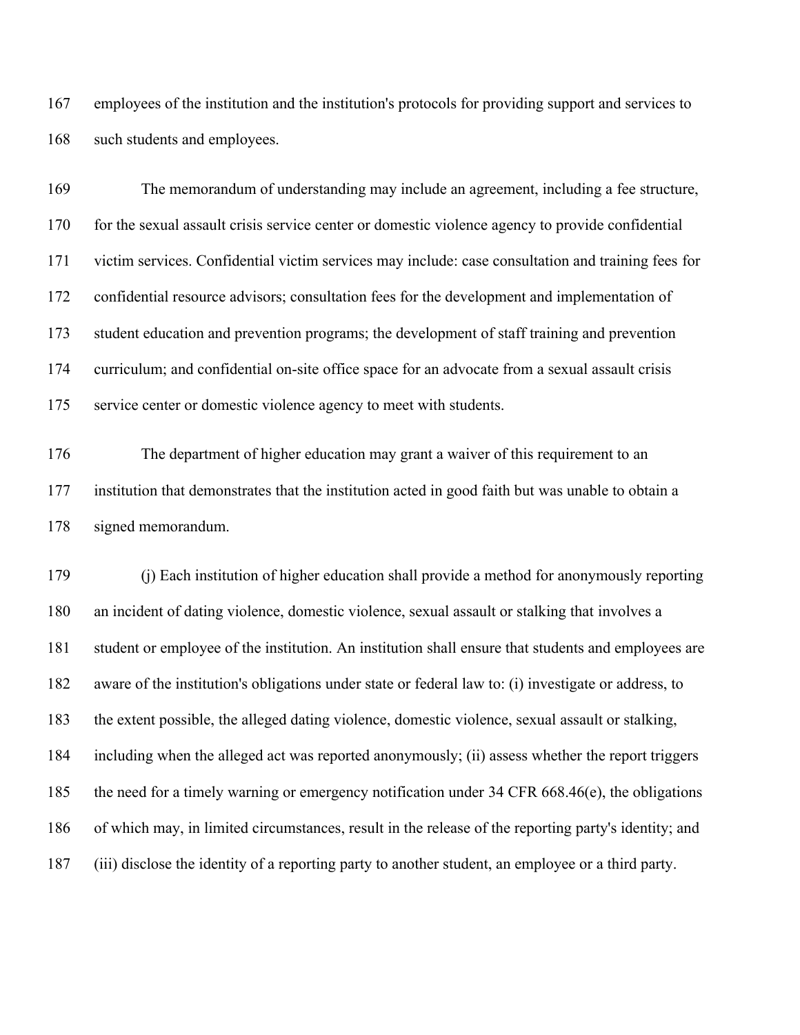employees of the institution and the institution's protocols for providing support and services to such students and employees.

The memorandum of understanding may include an agreement, including a fee structure, for the sexual assault crisis service center or domestic violence agency to provide confidential victim services. Confidential victim services may include: case consultation and training fees for confidential resource advisors; consultation fees for the development and implementation of student education and prevention programs; the development of staff training and prevention curriculum; and confidential on-site office space for an advocate from a sexual assault crisis service center or domestic violence agency to meet with students.

The department of higher education may grant a waiver of this requirement to an institution that demonstrates that the institution acted in good faith but was unable to obtain a signed memorandum.

(j) Each institution of higher education shall provide a method for anonymously reporting an incident of dating violence, domestic violence, sexual assault or stalking that involves a student or employee of the institution. An institution shall ensure that students and employees are aware of the institution's obligations under state or federal law to: (i) investigate or address, to the extent possible, the alleged dating violence, domestic violence, sexual assault or stalking, including when the alleged act was reported anonymously; (ii) assess whether the report triggers the need for a timely warning or emergency notification under 34 CFR 668.46(e), the obligations of which may, in limited circumstances, result in the release of the reporting party's identity; and (iii) disclose the identity of a reporting party to another student, an employee or a third party.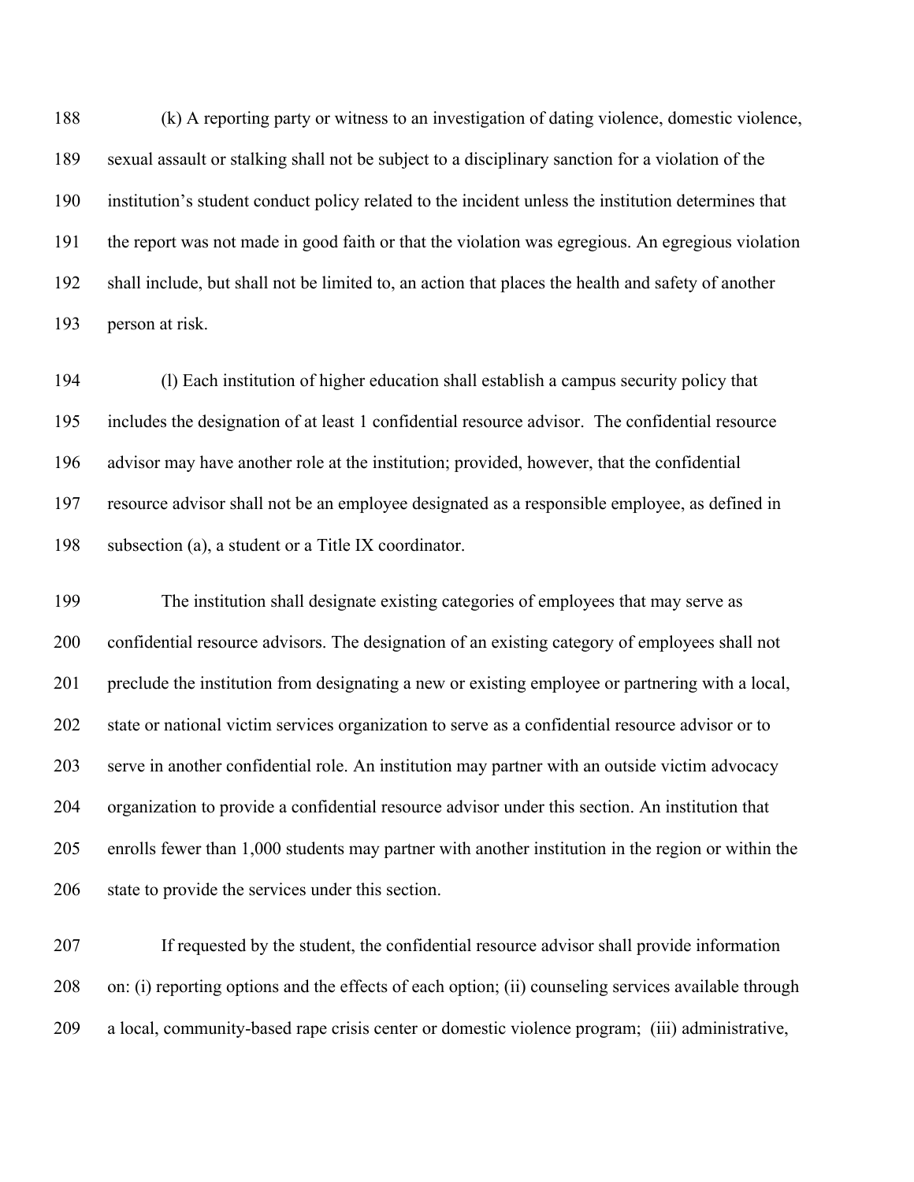(k) A reporting party or witness to an investigation of dating violence, domestic violence, sexual assault or stalking shall not be subject to a disciplinary sanction for a violation of the institution's student conduct policy related to the incident unless the institution determines that the report was not made in good faith or that the violation was egregious. An egregious violation shall include, but shall not be limited to, an action that places the health and safety of another person at risk.

(l) Each institution of higher education shall establish a campus security policy that includes the designation of at least 1 confidential resource advisor. The confidential resource advisor may have another role at the institution; provided, however, that the confidential resource advisor shall not be an employee designated as a responsible employee, as defined in subsection (a), a student or a Title IX coordinator.

The institution shall designate existing categories of employees that may serve as confidential resource advisors. The designation of an existing category of employees shall not preclude the institution from designating a new or existing employee or partnering with a local, state or national victim services organization to serve as a confidential resource advisor or to serve in another confidential role. An institution may partner with an outside victim advocacy organization to provide a confidential resource advisor under this section. An institution that enrolls fewer than 1,000 students may partner with another institution in the region or within the state to provide the services under this section.

If requested by the student, the confidential resource advisor shall provide information on: (i) reporting options and the effects of each option; (ii) counseling services available through a local, community-based rape crisis center or domestic violence program; (iii) administrative,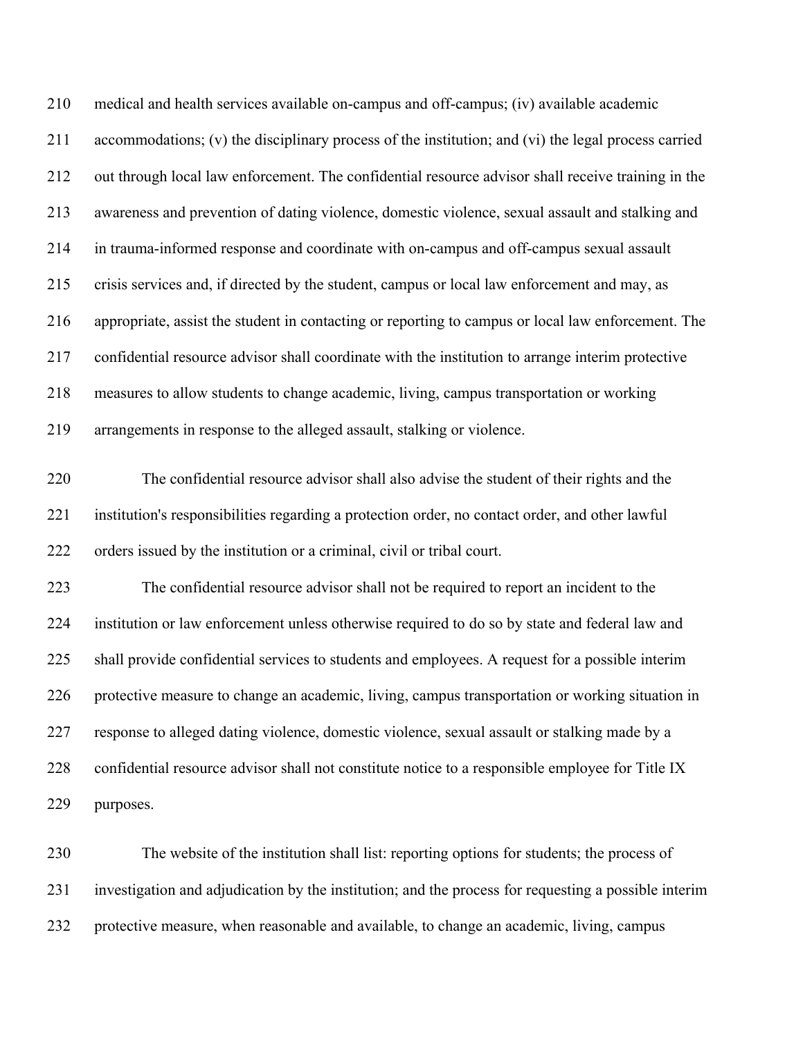medical and health services available on-campus and off-campus; (iv) available academic accommodations; (v) the disciplinary process of the institution; and (vi) the legal process carried out through local law enforcement. The confidential resource advisor shall receive training in the awareness and prevention of dating violence, domestic violence, sexual assault and stalking and in trauma-informed response and coordinate with on-campus and off-campus sexual assault crisis services and, if directed by the student, campus or local law enforcement and may, as appropriate, assist the student in contacting or reporting to campus or local law enforcement. The confidential resource advisor shall coordinate with the institution to arrange interim protective measures to allow students to change academic, living, campus transportation or working arrangements in response to the alleged assault, stalking or violence.

The confidential resource advisor shall also advise the student of their rights and the institution's responsibilities regarding a protection order, no contact order, and other lawful orders issued by the institution or a criminal, civil or tribal court.

The confidential resource advisor shall not be required to report an incident to the institution or law enforcement unless otherwise required to do so by state and federal law and shall provide confidential services to students and employees. A request for a possible interim protective measure to change an academic, living, campus transportation or working situation in response to alleged dating violence, domestic violence, sexual assault or stalking made by a confidential resource advisor shall not constitute notice to a responsible employee for Title IX purposes.

The website of the institution shall list: reporting options for students; the process of investigation and adjudication by the institution; and the process for requesting a possible interim protective measure, when reasonable and available, to change an academic, living, campus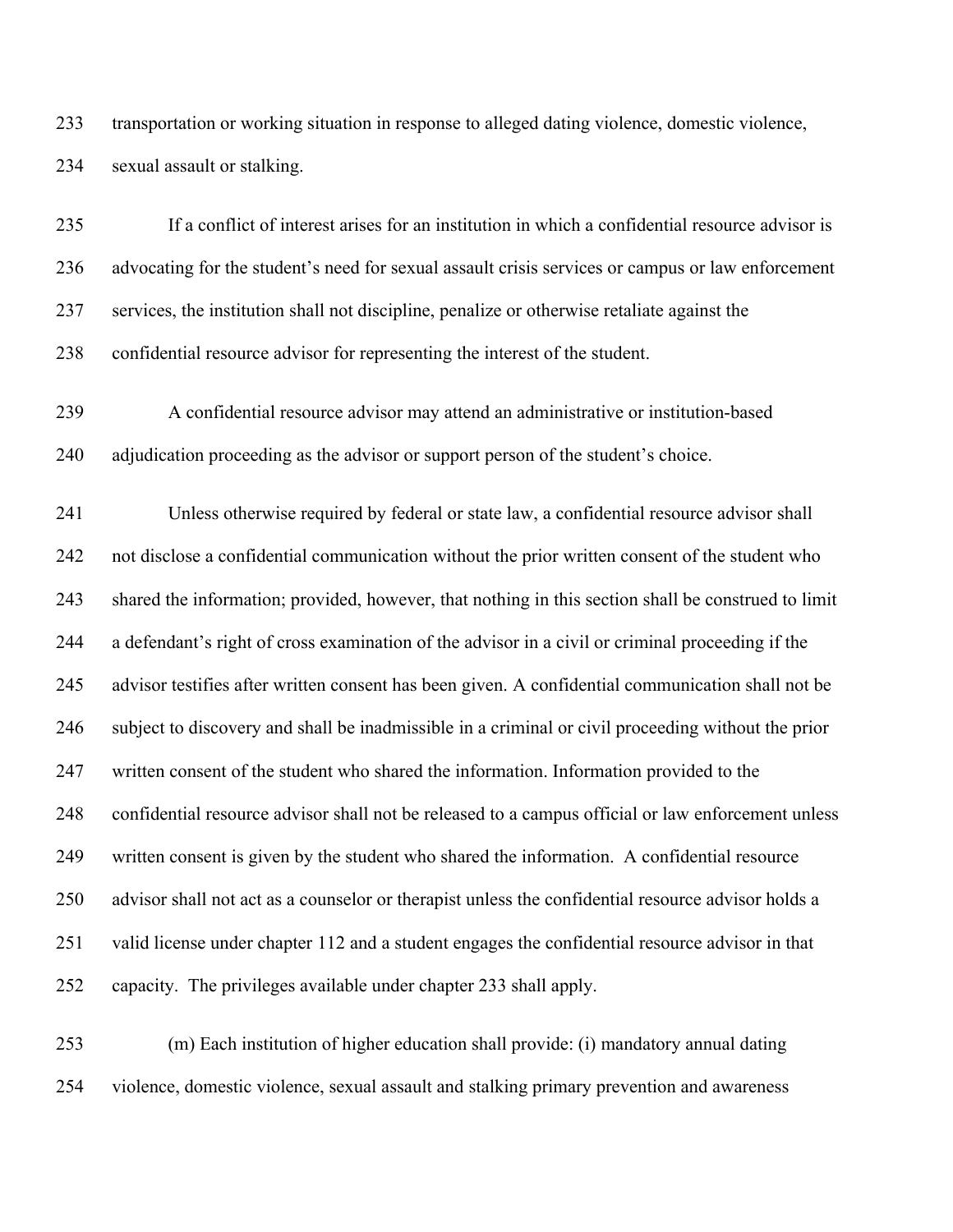transportation or working situation in response to alleged dating violence, domestic violence, sexual assault or stalking.

If a conflict of interest arises for an institution in which a confidential resource advisor is advocating for the student's need for sexual assault crisis services or campus or law enforcement services, the institution shall not discipline, penalize or otherwise retaliate against the confidential resource advisor for representing the interest of the student.

A confidential resource advisor may attend an administrative or institution-based adjudication proceeding as the advisor or support person of the student's choice.

Unless otherwise required by federal or state law, a confidential resource advisor shall not disclose a confidential communication without the prior written consent of the student who shared the information; provided, however, that nothing in this section shall be construed to limit a defendant's right of cross examination of the advisor in a civil or criminal proceeding if the advisor testifies after written consent has been given. A confidential communication shall not be subject to discovery and shall be inadmissible in a criminal or civil proceeding without the prior written consent of the student who shared the information. Information provided to the confidential resource advisor shall not be released to a campus official or law enforcement unless written consent is given by the student who shared the information. A confidential resource advisor shall not act as a counselor or therapist unless the confidential resource advisor holds a valid license under chapter 112 and a student engages the confidential resource advisor in that capacity. The privileges available under chapter 233 shall apply.

(m) Each institution of higher education shall provide: (i) mandatory annual dating violence, domestic violence, sexual assault and stalking primary prevention and awareness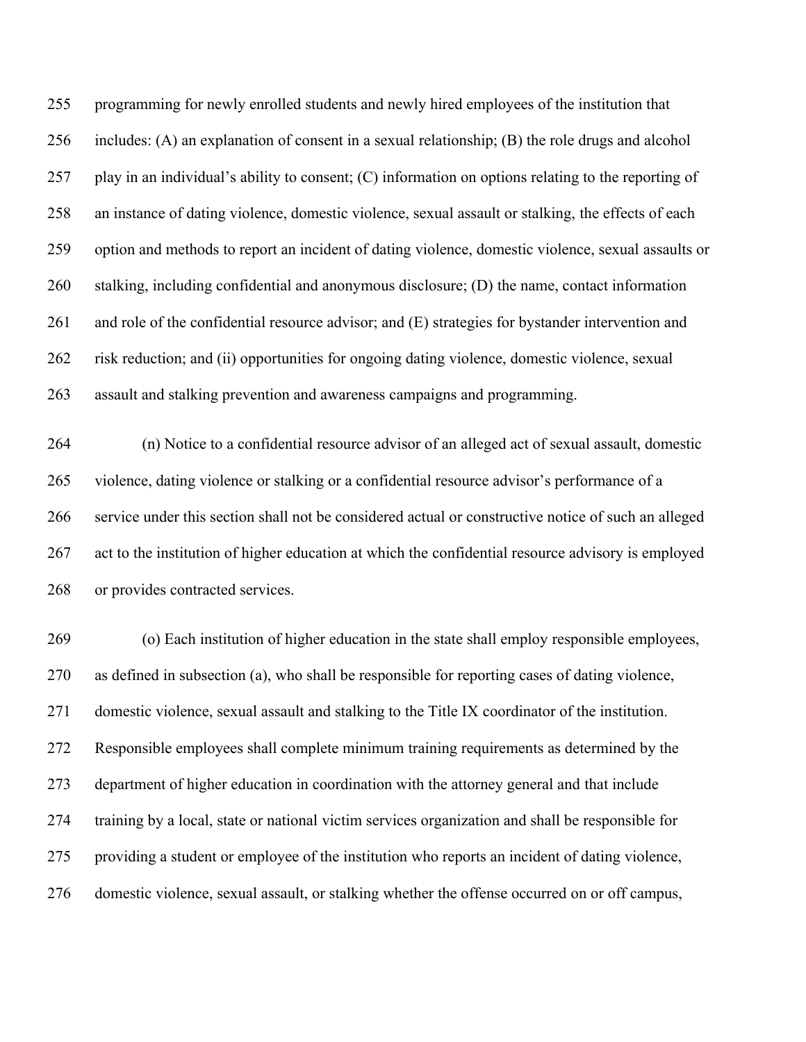programming for newly enrolled students and newly hired employees of the institution that includes: (A) an explanation of consent in a sexual relationship; (B) the role drugs and alcohol play in an individual's ability to consent; (C) information on options relating to the reporting of an instance of dating violence, domestic violence, sexual assault or stalking, the effects of each option and methods to report an incident of dating violence, domestic violence, sexual assaults or stalking, including confidential and anonymous disclosure; (D) the name, contact information and role of the confidential resource advisor; and (E) strategies for bystander intervention and risk reduction; and (ii) opportunities for ongoing dating violence, domestic violence, sexual assault and stalking prevention and awareness campaigns and programming.

(n) Notice to a confidential resource advisor of an alleged act of sexual assault, domestic violence, dating violence or stalking or a confidential resource advisor's performance of a service under this section shall not be considered actual or constructive notice of such an alleged act to the institution of higher education at which the confidential resource advisory is employed or provides contracted services.

(o) Each institution of higher education in the state shall employ responsible employees, as defined in subsection (a), who shall be responsible for reporting cases of dating violence, domestic violence, sexual assault and stalking to the Title IX coordinator of the institution. Responsible employees shall complete minimum training requirements as determined by the department of higher education in coordination with the attorney general and that include training by a local, state or national victim services organization and shall be responsible for providing a student or employee of the institution who reports an incident of dating violence, domestic violence, sexual assault, or stalking whether the offense occurred on or off campus,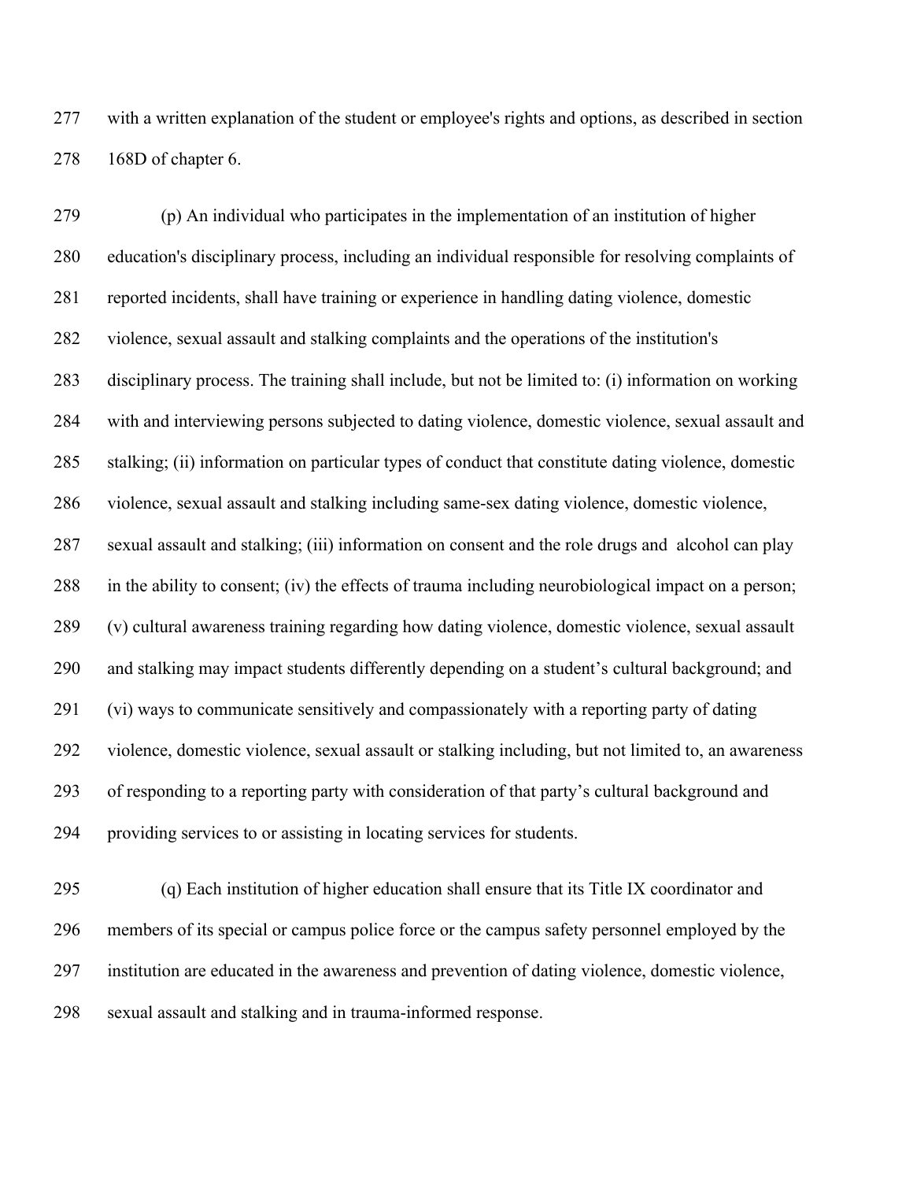with a written explanation of the student or employee's rights and options, as described in section 168D of chapter 6.

(p) An individual who participates in the implementation of an institution of higher education's disciplinary process, including an individual responsible for resolving complaints of reported incidents, shall have training or experience in handling dating violence, domestic violence, sexual assault and stalking complaints and the operations of the institution's disciplinary process. The training shall include, but not be limited to: (i) information on working with and interviewing persons subjected to dating violence, domestic violence, sexual assault and stalking; (ii) information on particular types of conduct that constitute dating violence, domestic violence, sexual assault and stalking including same-sex dating violence, domestic violence, sexual assault and stalking; (iii) information on consent and the role drugs and alcohol can play in the ability to consent; (iv) the effects of trauma including neurobiological impact on a person; (v) cultural awareness training regarding how dating violence, domestic violence, sexual assault and stalking may impact students differently depending on a student's cultural background; and (vi) ways to communicate sensitively and compassionately with a reporting party of dating violence, domestic violence, sexual assault or stalking including, but not limited to, an awareness of responding to a reporting party with consideration of that party's cultural background and providing services to or assisting in locating services for students.

(q) Each institution of higher education shall ensure that its Title IX coordinator and members of its special or campus police force or the campus safety personnel employed by the institution are educated in the awareness and prevention of dating violence, domestic violence, sexual assault and stalking and in trauma-informed response.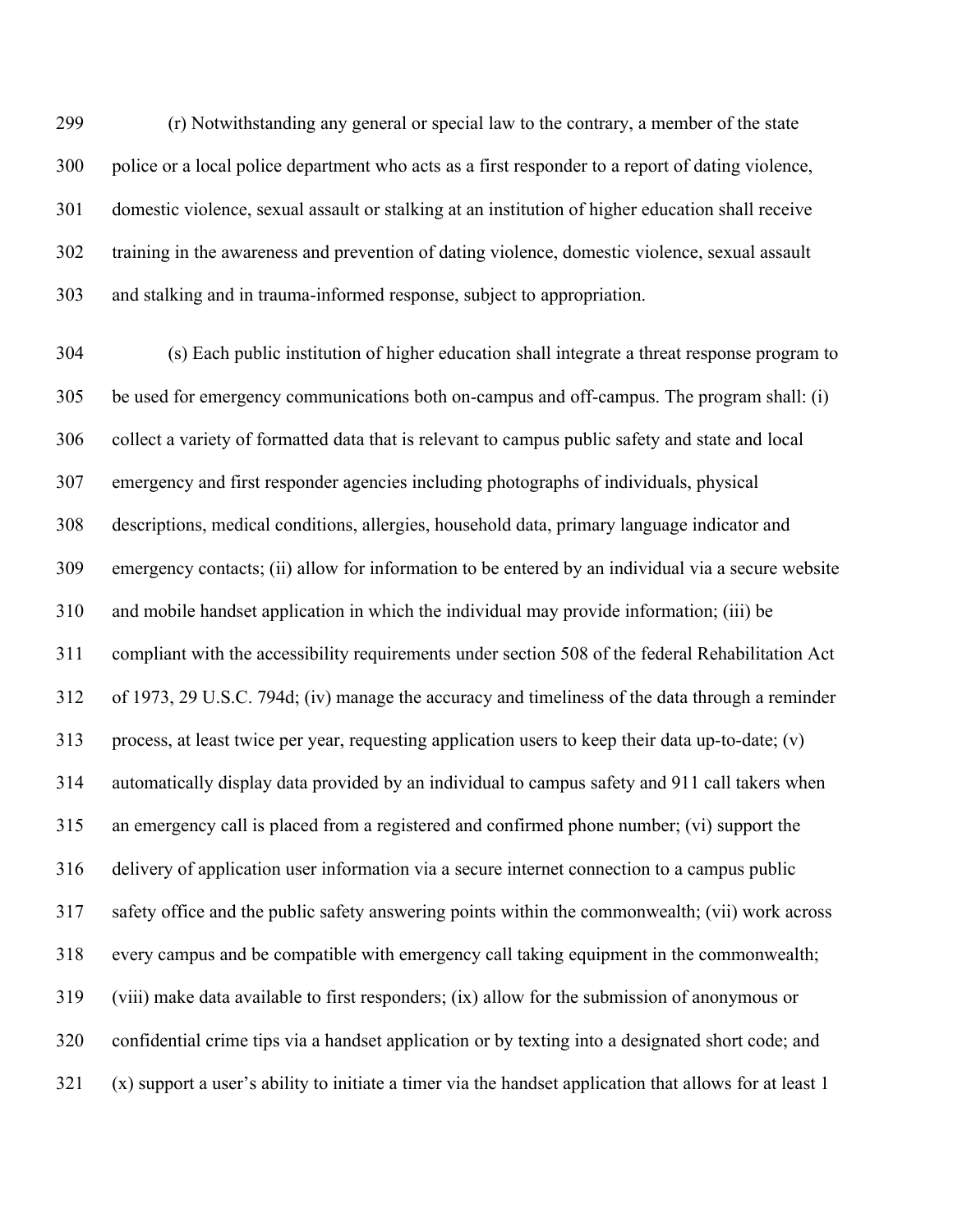(r) Notwithstanding any general or special law to the contrary, a member of the state police or a local police department who acts as a first responder to a report of dating violence, domestic violence, sexual assault or stalking at an institution of higher education shall receive training in the awareness and prevention of dating violence, domestic violence, sexual assault and stalking and in trauma-informed response, subject to appropriation.

(s) Each public institution of higher education shall integrate a threat response program to be used for emergency communications both on-campus and off-campus. The program shall: (i) collect a variety of formatted data that is relevant to campus public safety and state and local emergency and first responder agencies including photographs of individuals, physical descriptions, medical conditions, allergies, household data, primary language indicator and emergency contacts; (ii) allow for information to be entered by an individual via a secure website and mobile handset application in which the individual may provide information; (iii) be compliant with the accessibility requirements under section 508 of the federal Rehabilitation Act of 1973, 29 U.S.C. 794d; (iv) manage the accuracy and timeliness of the data through a reminder process, at least twice per year, requesting application users to keep their data up-to-date; (v) automatically display data provided by an individual to campus safety and 911 call takers when an emergency call is placed from a registered and confirmed phone number; (vi) support the delivery of application user information via a secure internet connection to a campus public safety office and the public safety answering points within the commonwealth; (vii) work across every campus and be compatible with emergency call taking equipment in the commonwealth; (viii) make data available to first responders; (ix) allow for the submission of anonymous or confidential crime tips via a handset application or by texting into a designated short code; and (x) support a user's ability to initiate a timer via the handset application that allows for at least 1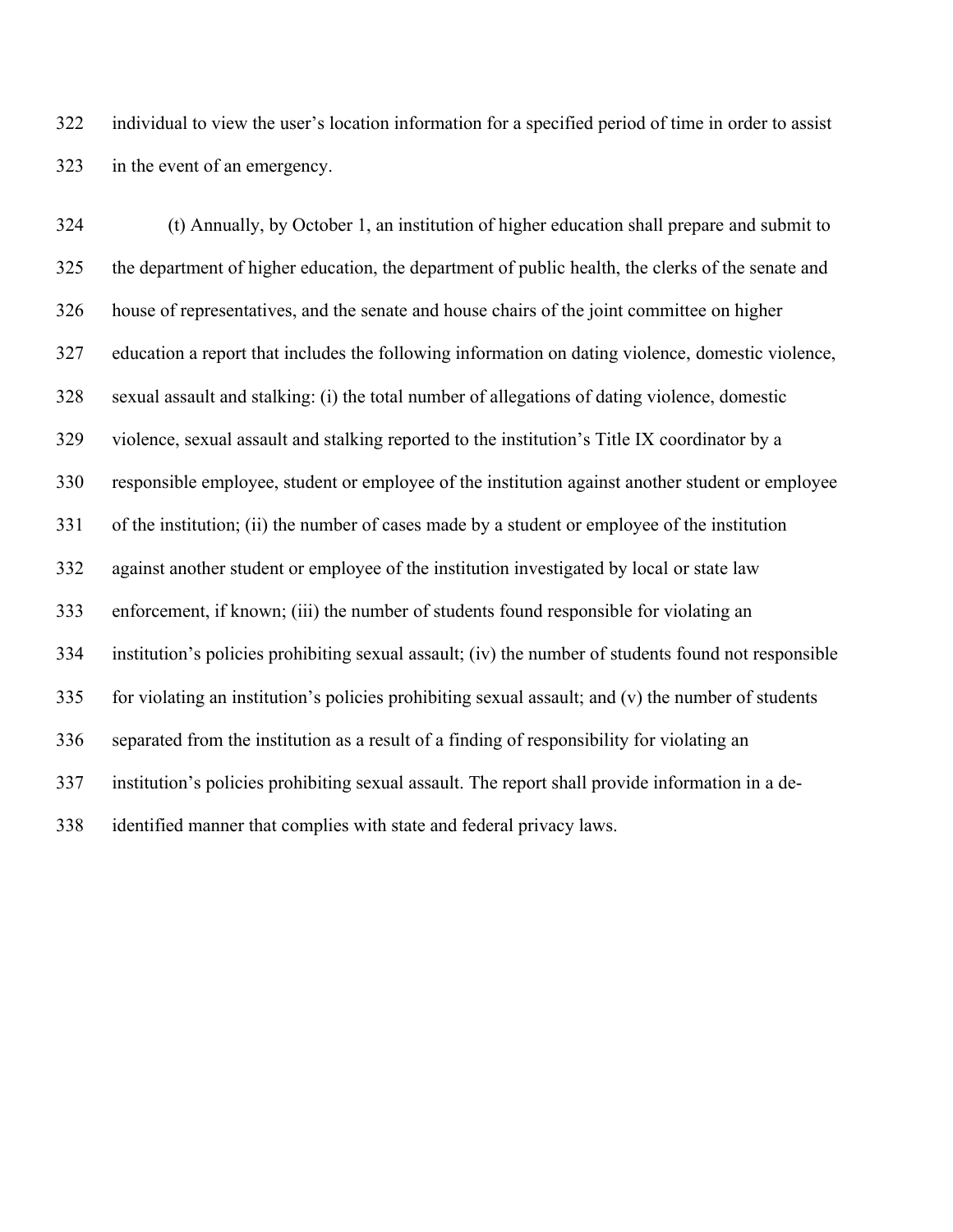individual to view the user's location information for a specified period of time in order to assist in the event of an emergency.

(t) Annually, by October 1, an institution of higher education shall prepare and submit to the department of higher education, the department of public health, the clerks of the senate and house of representatives, and the senate and house chairs of the joint committee on higher education a report that includes the following information on dating violence, domestic violence, sexual assault and stalking: (i) the total number of allegations of dating violence, domestic violence, sexual assault and stalking reported to the institution's Title IX coordinator by a responsible employee, student or employee of the institution against another student or employee of the institution; (ii) the number of cases made by a student or employee of the institution against another student or employee of the institution investigated by local or state law enforcement, if known; (iii) the number of students found responsible for violating an institution's policies prohibiting sexual assault; (iv) the number of students found not responsible for violating an institution's policies prohibiting sexual assault; and (v) the number of students separated from the institution as a result of a finding of responsibility for violating an institution's policies prohibiting sexual assault. The report shall provide information in a de-identified manner that complies with state and federal privacy laws.